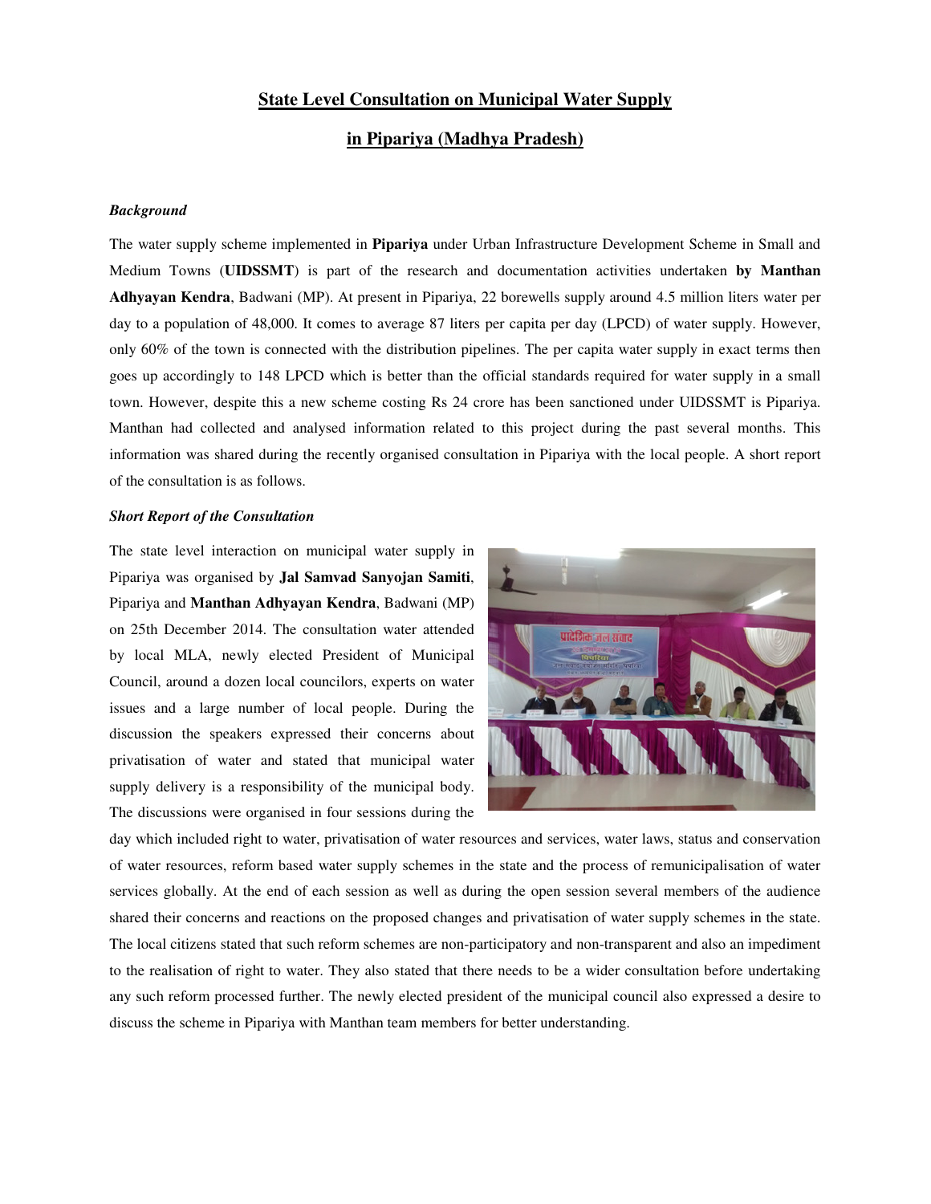# State Level Consultation on Municipal Water Supply

# in Pipariya (Madhya Pradesh)

***Background***

The water supply scheme implemented in **Pipariya** under Urban Infrastructure Development Scheme in Small and Medium Towns (**UIDSSMT**) is part of the research and documentation activities undertaken **by Manthan Adhyayan Kendra**, Badwani (MP). At present in Pipariya, 22 borewells supply around 4.5 million liters water per day to a population of 48,000. It comes to average 87 liters per capita per day (LPCD) of water supply. However, only 60% of the town is connected with the distribution pipelines. The per capita water supply in exact terms then goes up accordingly to 148 LPCD which is better than the official standards required for water supply in a small town. However, despite this a new scheme costing Rs 24 crore has been sanctioned under UIDSSMT is Pipariya. Manthan had collected and analysed information related to this project during the past several months. This information was shared during the recently organised consultation in Pipariya with the local people. A short report of the consultation is as follows.

***Short Report of the Consultation***

The state level interaction on municipal water supply in Pipariya was organised by **Jal Samvad Sanyojan Samiti**, Pipariya and **Manthan Adhyayan Kendra**, Badwani (MP) on 25th December 2014. The consultation water attended by local MLA, newly elected President of Municipal Council, around a dozen local councilors, experts on water issues and a large number of local people. During the discussion the speakers expressed their concerns about privatisation of water and stated that municipal water supply delivery is a responsibility of the municipal body. The discussions were organised in four sessions during the day which included right to water, privatisation of water resources and services, water laws, status and conservation of water resources, reform based water supply schemes in the state and the process of remunicipalisation of water services globally. At the end of each session as well as during the open session several members of the audience shared their concerns and reactions on the proposed changes and privatisation of water supply schemes in the state. The local citizens stated that such reform schemes are non-participatory and non-transparent and also an impediment to the realisation of right to water. They also stated that there needs to be a wider consultation before undertaking any such reform processed further. The newly elected president of the municipal council also expressed a desire to discuss the scheme in Pipariya with Manthan team members for better understanding.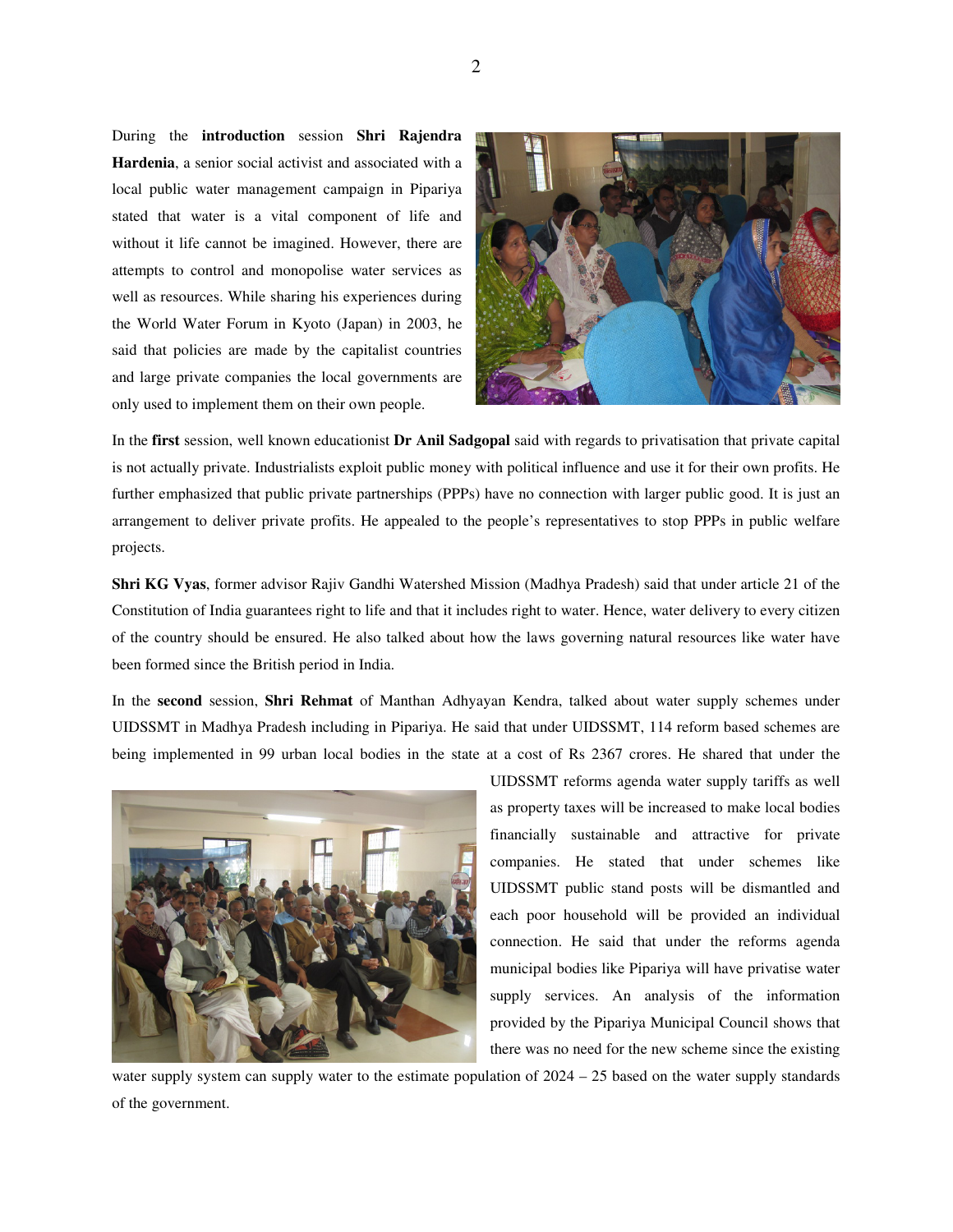During the **introduction** session **Shri Rajendra Hardenia**, a senior social activist and associated with a local public water management campaign in Pipariya stated that water is a vital component of life and without it life cannot be imagined. However, there are attempts to control and monopolise water services as well as resources. While sharing his experiences during the World Water Forum in Kyoto (Japan) in 2003, he said that policies are made by the capitalist countries and large private companies the local governments are only used to implement them on their own people.

In the **first** session, well known educationist **Dr Anil Sadgopal** said with regards to privatisation that private capital is not actually private. Industrialists exploit public money with political influence and use it for their own profits. He further emphasized that public private partnerships (PPPs) have no connection with larger public good. It is just an arrangement to deliver private profits. He appealed to the people's representatives to stop PPPs in public welfare projects.

**Shri KG Vyas**, former advisor Rajiv Gandhi Watershed Mission (Madhya Pradesh) said that under article 21 of the Constitution of India guarantees right to life and that it includes right to water. Hence, water delivery to every citizen of the country should be ensured. He also talked about how the laws governing natural resources like water have been formed since the British period in India.

In the **second** session, **Shri Rehmat** of Manthan Adhyayan Kendra, talked about water supply schemes under UIDSSMT in Madhya Pradesh including in Pipariya. He said that under UIDSSMT, 114 reform based schemes are being implemented in 99 urban local bodies in the state at a cost of Rs 2367 crores. He shared that under the UIDSSMT reforms agenda water supply tariffs as well as property taxes will be increased to make local bodies financially sustainable and attractive for private companies. He stated that under schemes like UIDSSMT public stand posts will be dismantled and each poor household will be provided an individual connection. He said that under the reforms agenda municipal bodies like Pipariya will have privatise water supply services. An analysis of the information provided by the Pipariya Municipal Council shows that there was no need for the new scheme since the existing water supply system can supply water to the estimate population of 2024 – 25 based on the water supply standards of the government.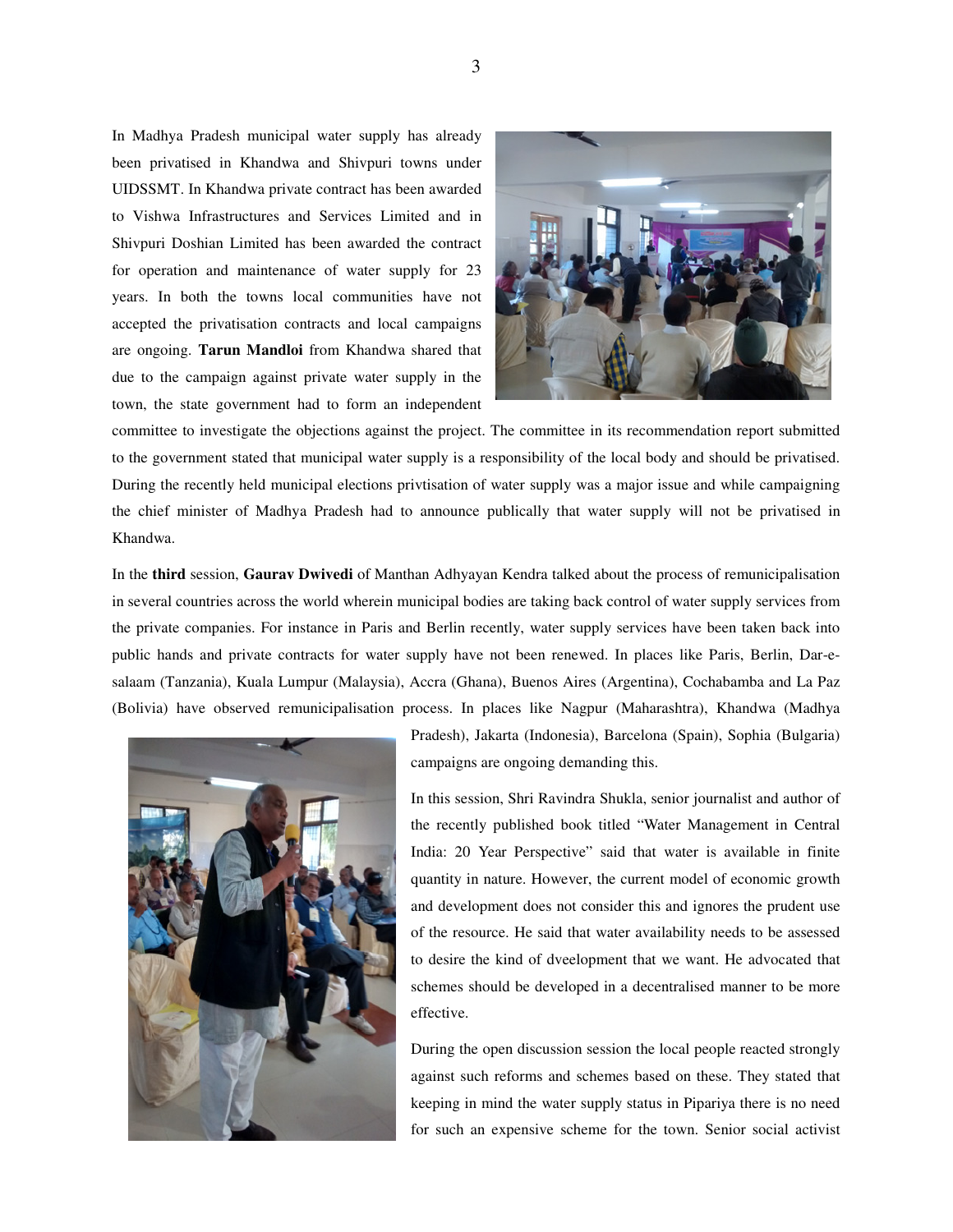In Madhya Pradesh municipal water supply has already been privatised in Khandwa and Shivpuri towns under UIDSSMT. In Khandwa private contract has been awarded to Vishwa Infrastructures and Services Limited and in Shivpuri Doshian Limited has been awarded the contract for operation and maintenance of water supply for 23 years. In both the towns local communities have not accepted the privatisation contracts and local campaigns are ongoing. **Tarun Mandloi** from Khandwa shared that due to the campaign against private water supply in the town, the state government had to form an independent committee to investigate the objections against the project. The committee in its recommendation report submitted to the government stated that municipal water supply is a responsibility of the local body and should be privatised. During the recently held municipal elections privtisation of water supply was a major issue and while campaigning the chief minister of Madhya Pradesh had to announce publically that water supply will not be privatised in Khandwa.

In the **third** session, **Gaurav Dwivedi** of Manthan Adhyayan Kendra talked about the process of remunicipalisation in several countries across the world wherein municipal bodies are taking back control of water supply services from the private companies. For instance in Paris and Berlin recently, water supply services have been taken back into public hands and private contracts for water supply have not been renewed. In places like Paris, Berlin, Dar-e-salaam (Tanzania), Kuala Lumpur (Malaysia), Accra (Ghana), Buenos Aires (Argentina), Cochabamba and La Paz (Bolivia) have observed remunicipalisation process. In places like Nagpur (Maharashtra), Khandwa (Madhya Pradesh), Jakarta (Indonesia), Barcelona (Spain), Sophia (Bulgaria) campaigns are ongoing demanding this.

In this session, Shri Ravindra Shukla, senior journalist and author of the recently published book titled "Water Management in Central India: 20 Year Perspective" said that water is available in finite quantity in nature. However, the current model of economic growth and development does not consider this and ignores the prudent use of the resource. He said that water availability needs to be assessed to desire the kind of dveelopment that we want. He advocated that schemes should be developed in a decentralised manner to be more effective.

During the open discussion session the local people reacted strongly against such reforms and schemes based on these. They stated that keeping in mind the water supply status in Pipariya there is no need for such an expensive scheme for the town. Senior social activist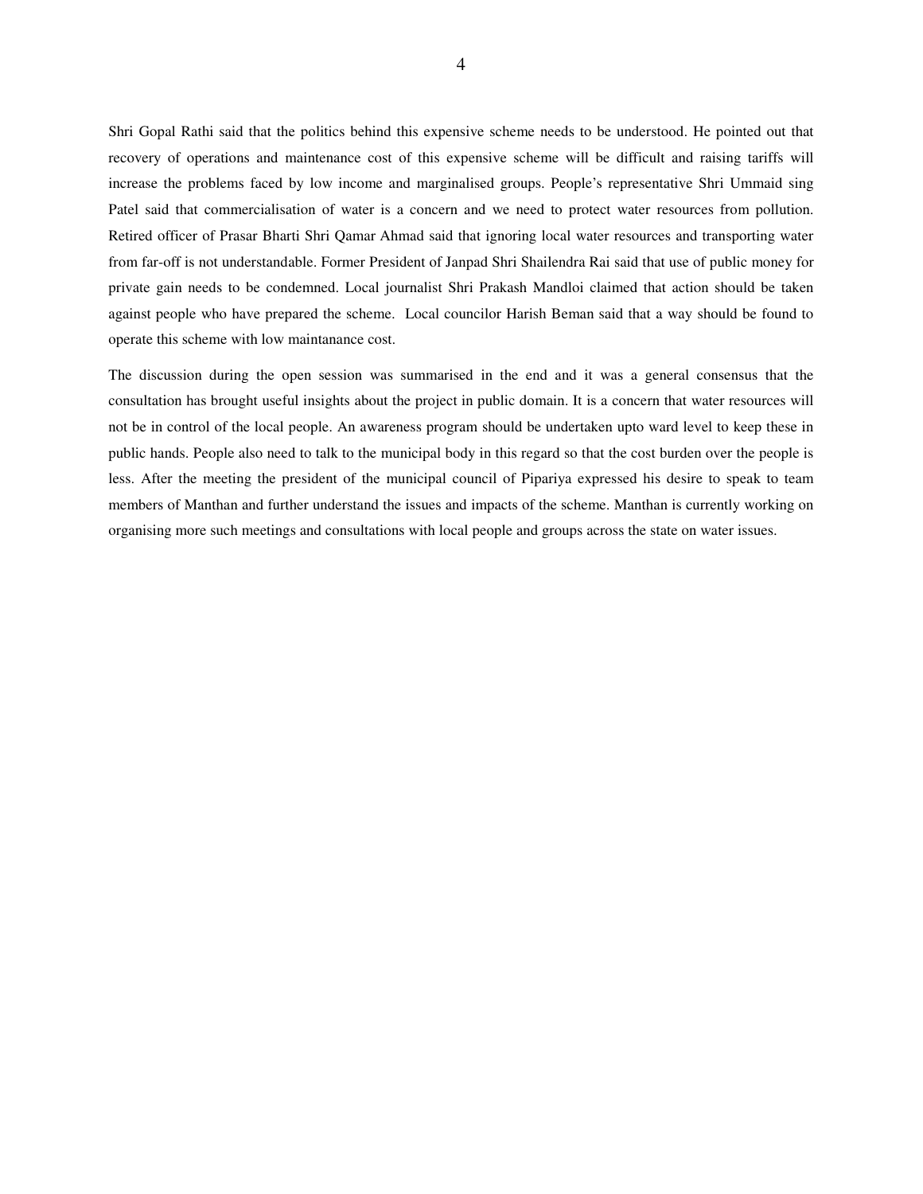Shri Gopal Rathi said that the politics behind this expensive scheme needs to be understood. He pointed out that recovery of operations and maintenance cost of this expensive scheme will be difficult and raising tariffs will increase the problems faced by low income and marginalised groups. People's representative Shri Ummaid sing Patel said that commercialisation of water is a concern and we need to protect water resources from pollution. Retired officer of Prasar Bharti Shri Qamar Ahmad said that ignoring local water resources and transporting water from far-off is not understandable. Former President of Janpad Shri Shailendra Rai said that use of public money for private gain needs to be condemned. Local journalist Shri Prakash Mandloi claimed that action should be taken against people who have prepared the scheme. Local councilor Harish Beman said that a way should be found to operate this scheme with low maintanance cost.

The discussion during the open session was summarised in the end and it was a general consensus that the consultation has brought useful insights about the project in public domain. It is a concern that water resources will not be in control of the local people. An awareness program should be undertaken upto ward level to keep these in public hands. People also need to talk to the municipal body in this regard so that the cost burden over the people is less. After the meeting the president of the municipal council of Pipariya expressed his desire to speak to team members of Manthan and further understand the issues and impacts of the scheme. Manthan is currently working on organising more such meetings and consultations with local people and groups across the state on water issues.